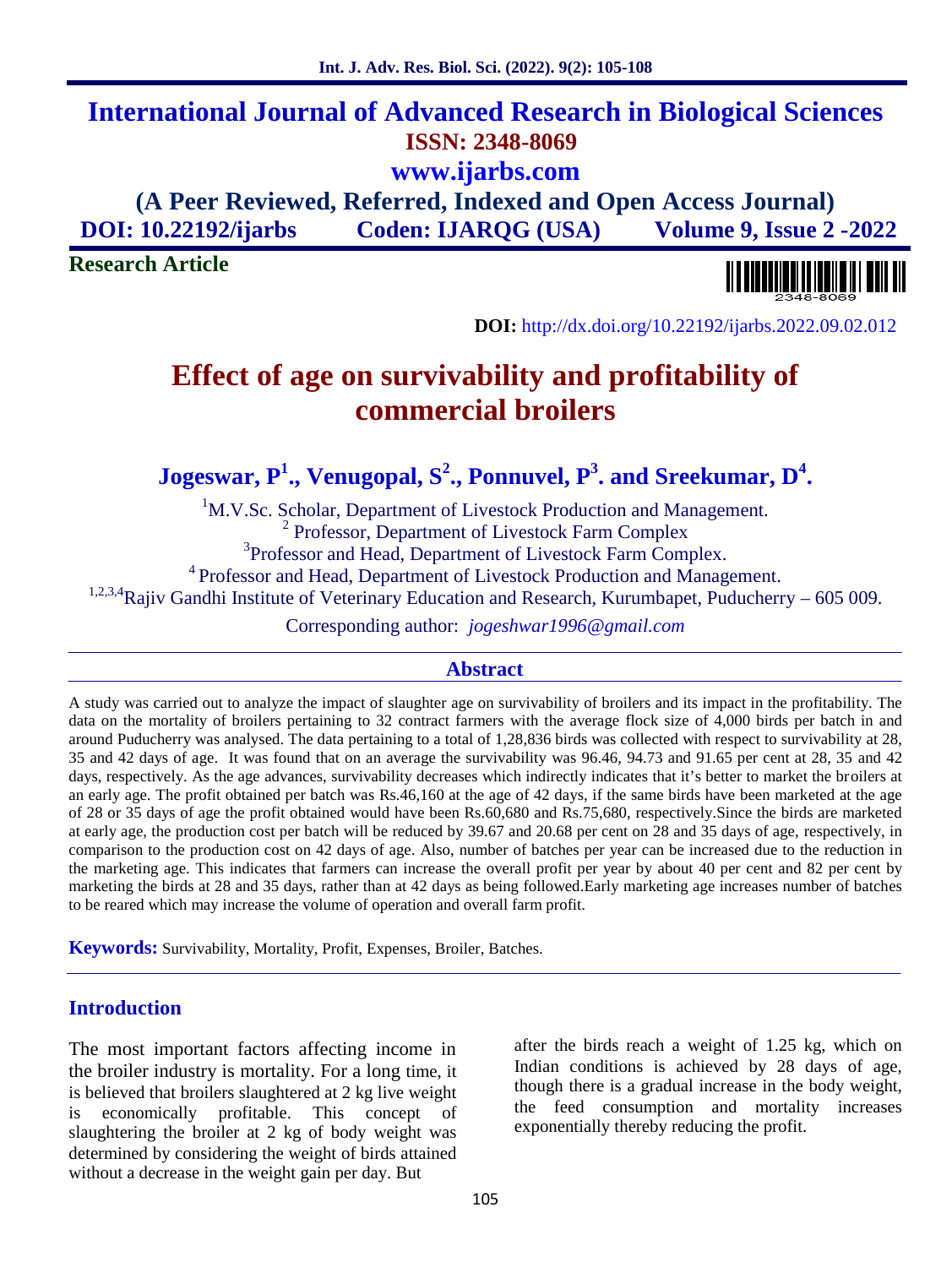# International Journal of Advanced Research in Biological Sciences

**ISSN: 2348-8069**

**www.ijarbs.com**

**(A Peer Reviewed, Referred, Indexed and Open Access Journal)**

**DOI: 10.22192/ijarbs Coden: IJARQG (USA) Volume 9, Issue 2 -2022**

**Research Article**

**DOI:** http://dx.doi.org/10.22192/ijarbs.2022.09.02.012

# Effect of age on survivability and profitability of commercial broilers

**Jogeswar, P[1]., Venugopal, S[2]., Ponnuvel, P[3]. and Sreekumar, D[4].**

[1]M.V.Sc. Scholar, Department of Livestock Production and Management.
[2] Professor, Department of Livestock Farm Complex
[3]Professor and Head, Department of Livestock Farm Complex.
[4] Professor and Head, Department of Livestock Production and Management.
[1,2,3,4]Rajiv Gandhi Institute of Veterinary Education and Research, Kurumbapet, Puducherry – 605 009.

Corresponding author: *jogeshwar1996@gmail.com*

## Abstract

A study was carried out to analyze the impact of slaughter age on survivability of broilers and its impact in the profitability. The data on the mortality of broilers pertaining to 32 contract farmers with the average flock size of 4,000 birds per batch in and around Puducherry was analysed. The data pertaining to a total of 1,28,836 birds was collected with respect to survivability at 28, 35 and 42 days of age. It was found that on an average the survivability was 96.46, 94.73 and 91.65 per cent at 28, 35 and 42 days, respectively. As the age advances, survivability decreases which indirectly indicates that it's better to market the broilers at an early age. The profit obtained per batch was Rs.46,160 at the age of 42 days, if the same birds have been marketed at the age of 28 or 35 days of age the profit obtained would have been Rs.60,680 and Rs.75,680, respectively.Since the birds are marketed at early age, the production cost per batch will be reduced by 39.67 and 20.68 per cent on 28 and 35 days of age, respectively, in comparison to the production cost on 42 days of age. Also, number of batches per year can be increased due to the reduction in the marketing age. This indicates that farmers can increase the overall profit per year by about 40 per cent and 82 per cent by marketing the birds at 28 and 35 days, rather than at 42 days as being followed.Early marketing age increases number of batches to be reared which may increase the volume of operation and overall farm profit.

**Keywords:** Survivability, Mortality, Profit, Expenses, Broiler, Batches.

## Introduction

The most important factors affecting income in the broiler industry is mortality. For a long time, it is believed that broilers slaughtered at 2 kg live weight is economically profitable. This concept of slaughtering the broiler at 2 kg of body weight was determined by considering the weight of birds attained without a decrease in the weight gain per day. But after the birds reach a weight of 1.25 kg, which on Indian conditions is achieved by 28 days of age, though there is a gradual increase in the body weight, the feed consumption and mortality increases exponentially thereby reducing the profit.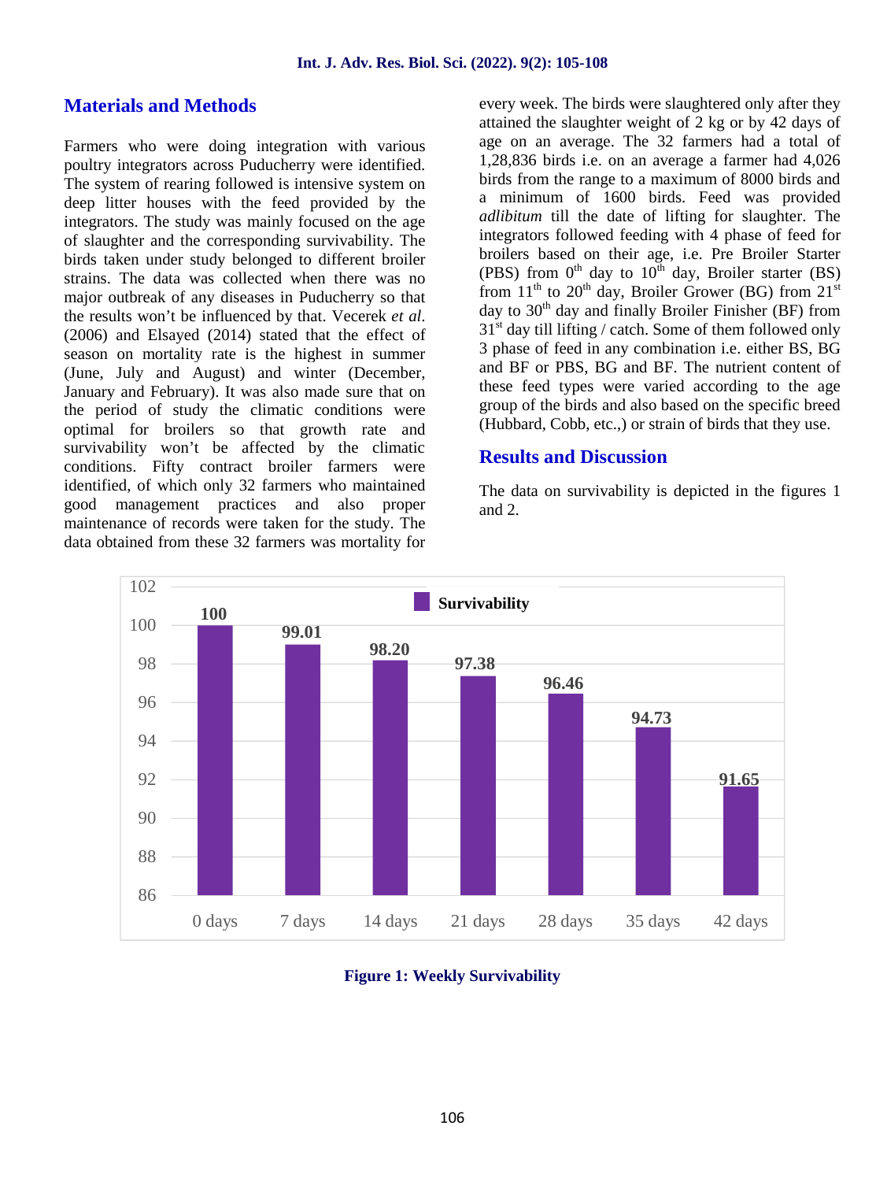## Materials and Methods

Farmers who were doing integration with various poultry integrators across Puducherry were identified. The system of rearing followed is intensive system on deep litter houses with the feed provided by the integrators. The study was mainly focused on the age of slaughter and the corresponding survivability. The birds taken under study belonged to different broiler strains. The data was collected when there was no major outbreak of any diseases in Puducherry so that the results won't be influenced by that. Vecerek *et al.* (2006) and Elsayed (2014) stated that the effect of season on mortality rate is the highest in summer (June, July and August) and winter (December, January and February). It was also made sure that on the period of study the climatic conditions were optimal for broilers so that growth rate and survivability won't be affected by the climatic conditions. Fifty contract broiler farmers were identified, of which only 32 farmers who maintained good management practices and also proper maintenance of records were taken for the study. The data obtained from these 32 farmers was mortality for every week. The birds were slaughtered only after they attained the slaughter weight of 2 kg or by 42 days of age on an average. The 32 farmers had a total of 1,28,836 birds i.e. on an average a farmer had 4,026 birds from the range to a maximum of 8000 birds and a minimum of 1600 birds. Feed was provided *adlibitum* till the date of lifting for slaughter. The integrators followed feeding with 4 phase of feed for broilers based on their age, i.e. Pre Broiler Starter (PBS) from 0$^{th}$ day to 10$^{th}$ day, Broiler starter (BS) from 11$^{th}$ to 20$^{th}$ day, Broiler Grower (BG) from 21$^{st}$ day to 30$^{th}$ day and finally Broiler Finisher (BF) from 31$^{st}$ day till lifting / catch. Some of them followed only 3 phase of feed in any combination i.e. either BS, BG and BF or PBS, BG and BF. The nutrient content of these feed types were varied according to the age group of the birds and also based on the specific breed (Hubbard, Cobb, etc.,) or strain of birds that they use.

## Results and Discussion

The data on survivability is depicted in the figures 1 and 2.

| Age | Survivability |
|---|---|
| 0 days | 100 |
| 7 days | 99.01 |
| 14 days | 98.20 |
| 21 days | 97.38 |
| 28 days | 96.46 |
| 35 days | 94.73 |
| 42 days | 91.65 |

**Figure 1: Weekly Survivability**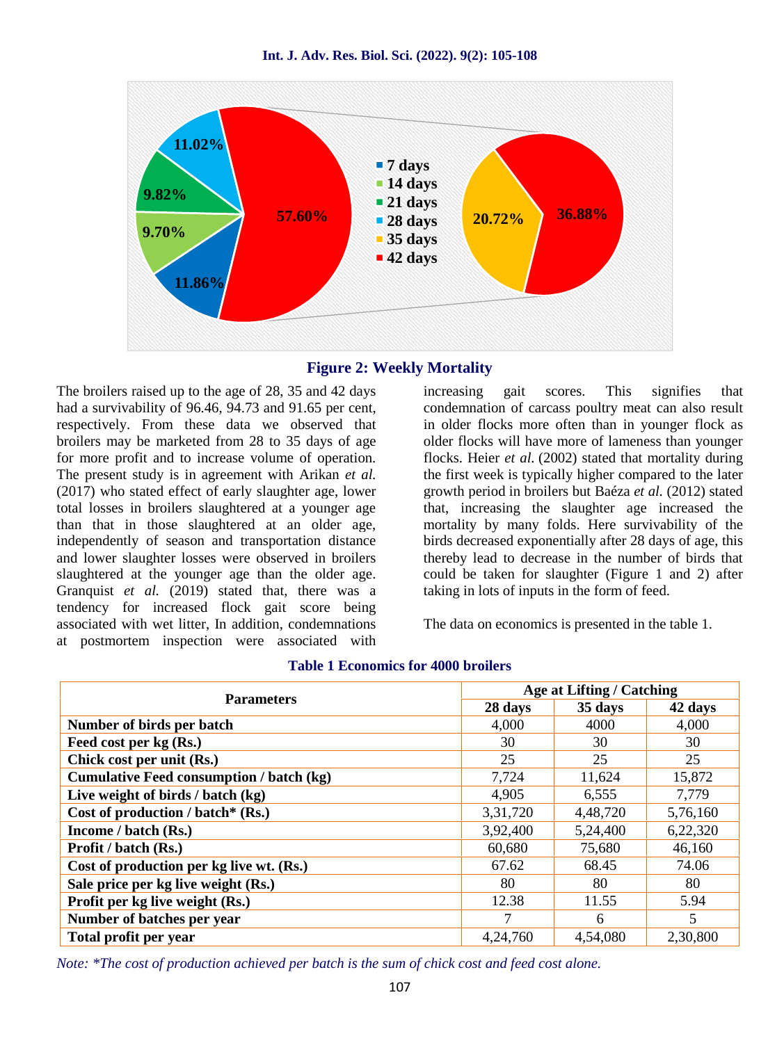**Figure 2: Weekly Mortality**

The broilers raised up to the age of 28, 35 and 42 days had a survivability of 96.46, 94.73 and 91.65 per cent, respectively. From these data we observed that broilers may be marketed from 28 to 35 days of age for more profit and to increase volume of operation. The present study is in agreement with Arikan *et al.* (2017) who stated effect of early slaughter age, lower total losses in broilers slaughtered at a younger age than that in those slaughtered at an older age, independently of season and transportation distance and lower slaughter losses were observed in broilers slaughtered at the younger age than the older age. Granquist *et al.* (2019) stated that, there was a tendency for increased flock gait score being associated with wet litter, In addition, condemnations at postmortem inspection were associated with increasing gait scores. This signifies that condemnation of carcass poultry meat can also result in older flocks more often than in younger flock as older flocks will have more of lameness than younger flocks. Heier *et al.* (2002) stated that mortality during the first week is typically higher compared to the later growth period in broilers but Baéza *et al.* (2012) stated that, increasing the slaughter age increased the mortality by many folds. Here survivability of the birds decreased exponentially after 28 days of age, this thereby lead to decrease in the number of birds that could be taken for slaughter (Figure 1 and 2) after taking in lots of inputs in the form of feed.

The data on economics is presented in the table 1.

**Table 1 Economics for 4000 broilers**

| Parameters | Age at Lifting / Catching | | |
|---|---|---|---|
| | 28 days | 35 days | 42 days |
| **Number of birds per batch** | 4,000 | 4000 | 4,000 |
| **Feed cost per kg (Rs.)** | 30 | 30 | 30 |
| **Chick cost per unit (Rs.)** | 25 | 25 | 25 |
| **Cumulative Feed consumption / batch (kg)** | 7,724 | 11,624 | 15,872 |
| **Live weight of birds / batch (kg)** | 4,905 | 6,555 | 7,779 |
| **Cost of production / batch* (Rs.)** | 3,31,720 | 4,48,720 | 5,76,160 |
| **Income / batch (Rs.)** | 3,92,400 | 5,24,400 | 6,22,320 |
| **Profit / batch (Rs.)** | 60,680 | 75,680 | 46,160 |
| **Cost of production per kg live wt. (Rs.)** | 67.62 | 68.45 | 74.06 |
| **Sale price per kg live weight (Rs.)** | 80 | 80 | 80 |
| **Profit per kg live weight (Rs.)** | 12.38 | 11.55 | 5.94 |
| **Number of batches per year** | 7 | 6 | 5 |
| **Total profit per year** | 4,24,760 | 4,54,080 | 2,30,800 |

*Note: *The cost of production achieved per batch is the sum of chick cost and feed cost alone.*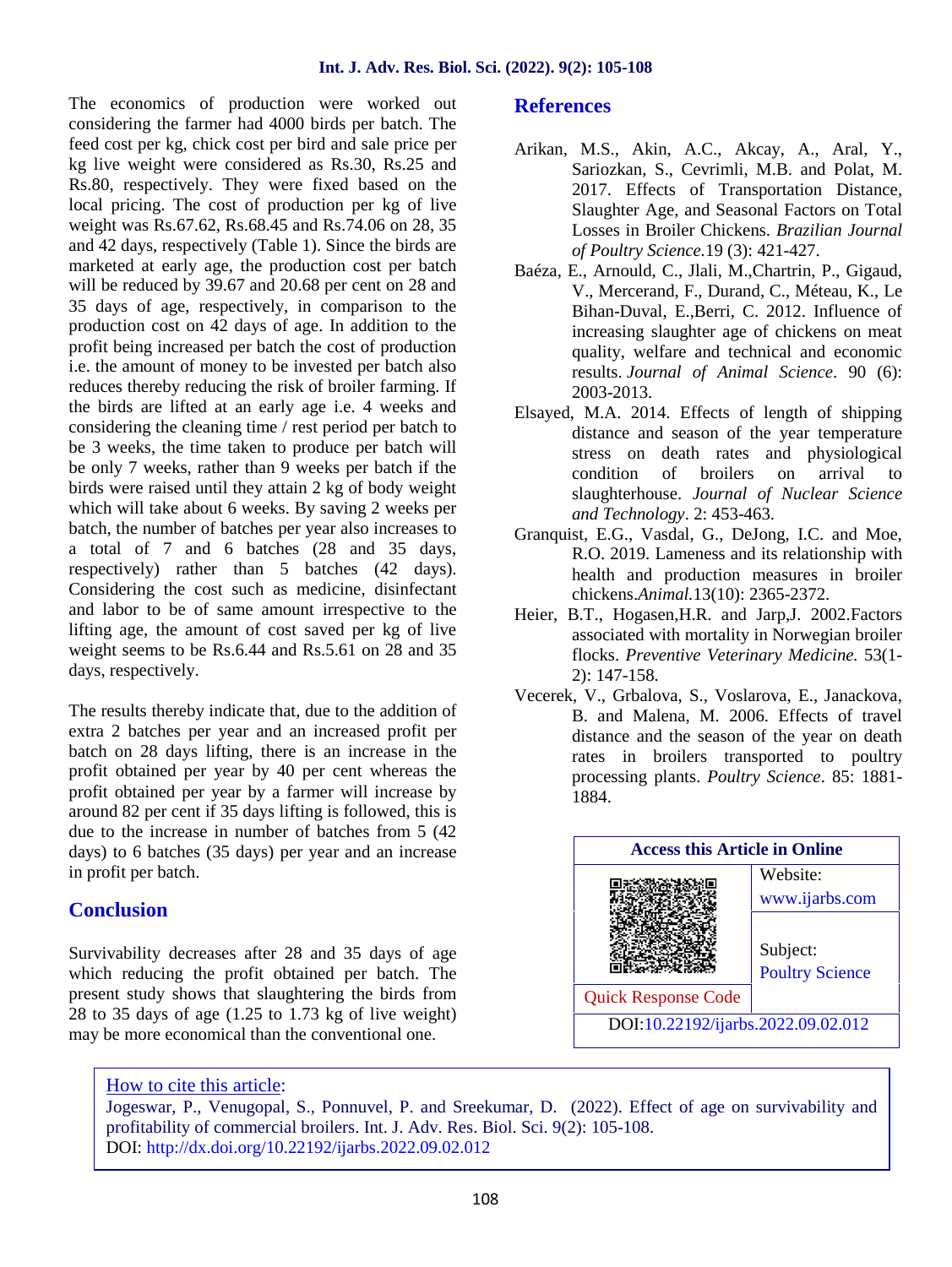The economics of production were worked out considering the farmer had 4000 birds per batch. The feed cost per kg, chick cost per bird and sale price per kg live weight were considered as Rs.30, Rs.25 and Rs.80, respectively. They were fixed based on the local pricing. The cost of production per kg of live weight was Rs.67.62, Rs.68.45 and Rs.74.06 on 28, 35 and 42 days, respectively (Table 1). Since the birds are marketed at early age, the production cost per batch will be reduced by 39.67 and 20.68 per cent on 28 and 35 days of age, respectively, in comparison to the production cost on 42 days of age. In addition to the profit being increased per batch the cost of production i.e. the amount of money to be invested per batch also reduces thereby reducing the risk of broiler farming. If the birds are lifted at an early age i.e. 4 weeks and considering the cleaning time / rest period per batch to be 3 weeks, the time taken to produce per batch will be only 7 weeks, rather than 9 weeks per batch if the birds were raised until they attain 2 kg of body weight which will take about 6 weeks. By saving 2 weeks per batch, the number of batches per year also increases to a total of 7 and 6 batches (28 and 35 days, respectively) rather than 5 batches (42 days). Considering the cost such as medicine, disinfectant and labor to be of same amount irrespective to the lifting age, the amount of cost saved per kg of live weight seems to be Rs.6.44 and Rs.5.61 on 28 and 35 days, respectively.

The results thereby indicate that, due to the addition of extra 2 batches per year and an increased profit per batch on 28 days lifting, there is an increase in the profit obtained per year by 40 per cent whereas the profit obtained per year by a farmer will increase by around 82 per cent if 35 days lifting is followed, this is due to the increase in number of batches from 5 (42 days) to 6 batches (35 days) per year and an increase in profit per batch.

## Conclusion

Survivability decreases after 28 and 35 days of age which reducing the profit obtained per batch. The present study shows that slaughtering the birds from 28 to 35 days of age (1.25 to 1.73 kg of live weight) may be more economical than the conventional one.

## References

Arikan, M.S., Akin, A.C., Akcay, A., Aral, Y., Sariozkan, S., Cevrimli, M.B. and Polat, M. 2017. Effects of Transportation Distance, Slaughter Age, and Seasonal Factors on Total Losses in Broiler Chickens. *Brazilian Journal of Poultry Science.*19 (3): 421-427.

Baéza, E., Arnould, C., Jlali, M.,Chartrin, P., Gigaud, V., Mercerand, F., Durand, C., Méteau, K., Le Bihan-Duval, E.,Berri, C. 2012. Influence of increasing slaughter age of chickens on meat quality, welfare and technical and economic results. *Journal of Animal Science*. 90 (6): 2003-2013.

Elsayed, M.A. 2014. Effects of length of shipping distance and season of the year temperature stress on death rates and physiological condition of broilers on arrival to slaughterhouse. *Journal of Nuclear Science and Technology*. 2: 453-463.

Granquist, E.G., Vasdal, G., DeJong, I.C. and Moe, R.O. 2019. Lameness and its relationship with health and production measures in broiler chickens.*Animal.*13(10): 2365-2372.

Heier, B.T., Hogasen,H.R. and Jarp,J. 2002.Factors associated with mortality in Norwegian broiler flocks. *Preventive Veterinary Medicine.* 53(1-2): 147-158.

Vecerek, V., Grbalova, S., Voslarova, E., Janackova, B. and Malena, M. 2006. Effects of travel distance and the season of the year on death rates in broilers transported to poultry processing plants. *Poultry Science*. 85: 1881-1884.

| Access this Article in Online | |
|---|---|
| | Website: www.ijarbs.com |
| | Subject: Poultry Science |
| Quick Response Code | |
| DOI:10.22192/ijarbs.2022.09.02.012 | |

How to cite this article:
Jogeswar, P., Venugopal, S., Ponnuvel, P. and Sreekumar, D. (2022). Effect of age on survivability and profitability of commercial broilers. Int. J. Adv. Res. Biol. Sci. 9(2): 105-108.
DOI: http://dx.doi.org/10.22192/ijarbs.2022.09.02.012